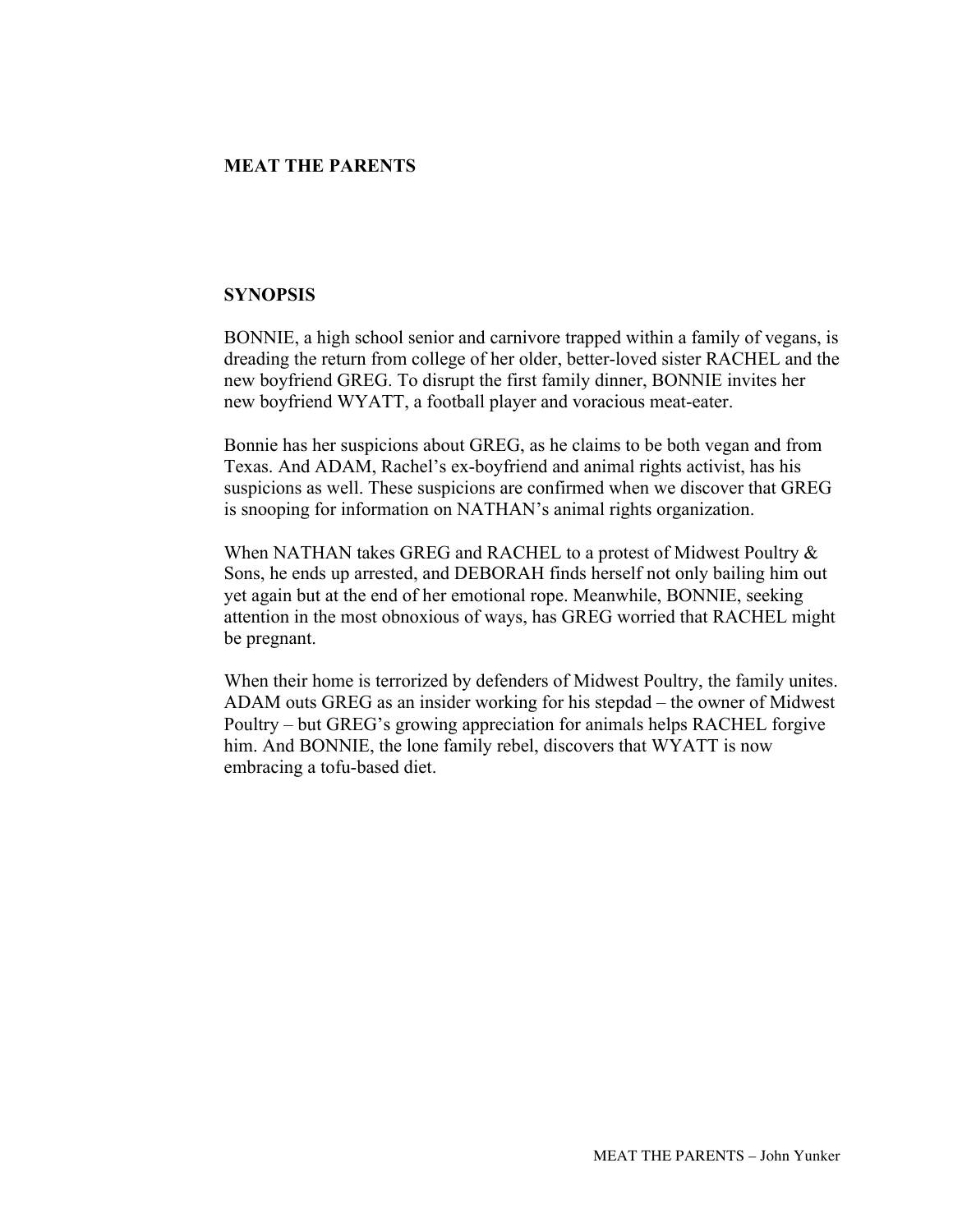# MEAT THE PARENTS

## SYNOPSIS

BONNIE, a high school senior and carnivore trapped within a family of vegans, is dreading the return from college of her older, better-loved sister RACHEL and the new boyfriend GREG. To disrupt the first family dinner, BONNIE invites her new boyfriend WYATT, a football player and voracious meat-eater.

Bonnie has her suspicions about GREG, as he claims to be both vegan and from Texas. And ADAM, Rachel's ex-boyfriend and animal rights activist, has his suspicions as well. These suspicions are confirmed when we discover that GREG is snooping for information on NATHAN's animal rights organization.

When NATHAN takes GREG and RACHEL to a protest of Midwest Poultry & Sons, he ends up arrested, and DEBORAH finds herself not only bailing him out yet again but at the end of her emotional rope. Meanwhile, BONNIE, seeking attention in the most obnoxious of ways, has GREG worried that RACHEL might be pregnant.

When their home is terrorized by defenders of Midwest Poultry, the family unites. ADAM outs GREG as an insider working for his stepdad – the owner of Midwest Poultry – but GREG's growing appreciation for animals helps RACHEL forgive him. And BONNIE, the lone family rebel, discovers that WYATT is now embracing a tofu-based diet.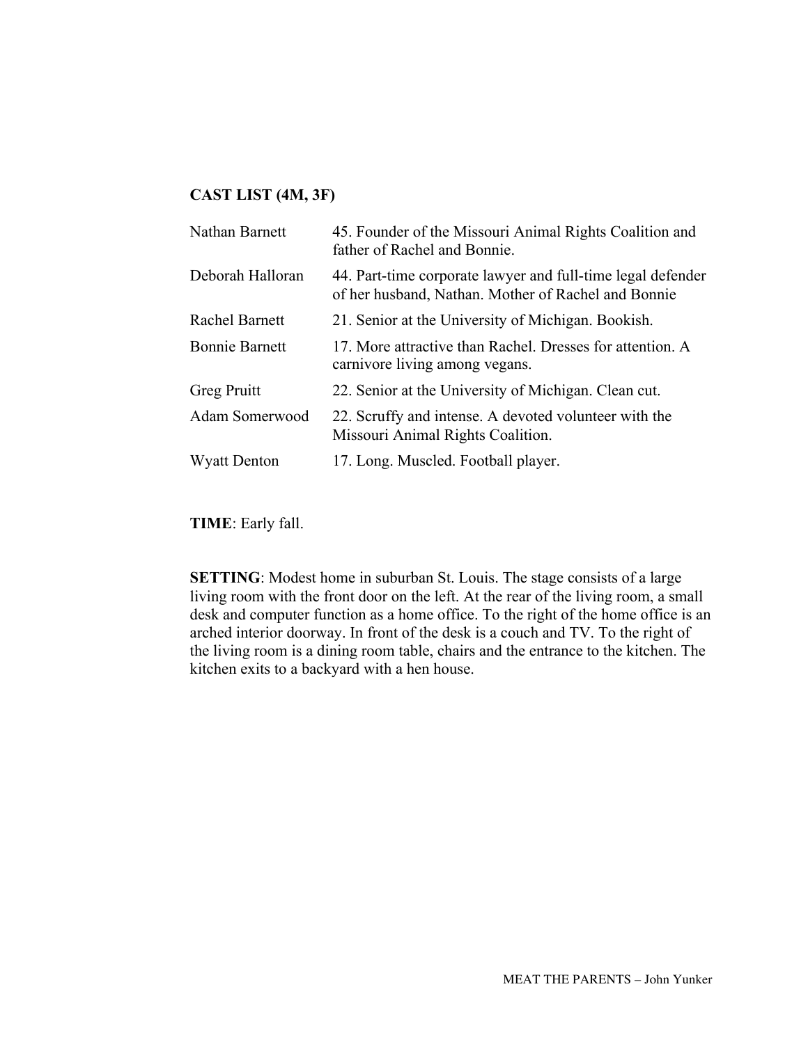**CAST LIST (4M, 3F)**

| | |
|---|---|
| Nathan Barnett | 45. Founder of the Missouri Animal Rights Coalition and father of Rachel and Bonnie. |
| Deborah Halloran | 44. Part-time corporate lawyer and full-time legal defender of her husband, Nathan. Mother of Rachel and Bonnie |
| Rachel Barnett | 21. Senior at the University of Michigan. Bookish. |
| Bonnie Barnett | 17. More attractive than Rachel. Dresses for attention. A carnivore living among vegans. |
| Greg Pruitt | 22. Senior at the University of Michigan. Clean cut. |
| Adam Somerwood | 22. Scruffy and intense. A devoted volunteer with the Missouri Animal Rights Coalition. |
| Wyatt Denton | 17. Long. Muscled. Football player. |

**TIME**: Early fall.

**SETTING**: Modest home in suburban St. Louis. The stage consists of a large living room with the front door on the left. At the rear of the living room, a small desk and computer function as a home office. To the right of the home office is an arched interior doorway. In front of the desk is a couch and TV. To the right of the living room is a dining room table, chairs and the entrance to the kitchen. The kitchen exits to a backyard with a hen house.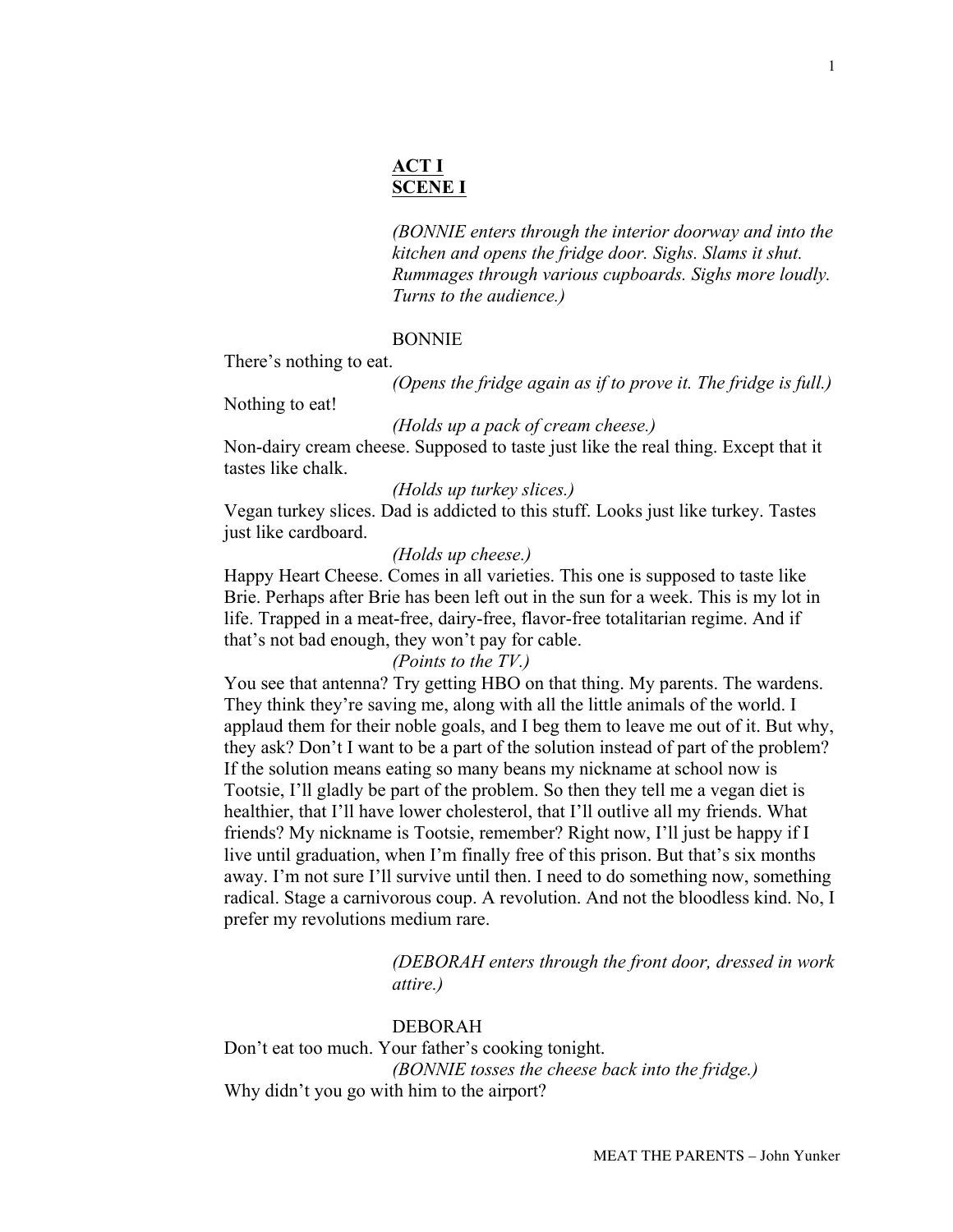**ACT I**
**SCENE I**

*(BONNIE enters through the interior doorway and into the kitchen and opens the fridge door. Sighs. Slams it shut. Rummages through various cupboards. Sighs more loudly. Turns to the audience.)*

BONNIE

There's nothing to eat.

*(Opens the fridge again as if to prove it. The fridge is full.)*

Nothing to eat!

*(Holds up a pack of cream cheese.)*

Non-dairy cream cheese. Supposed to taste just like the real thing. Except that it tastes like chalk.

*(Holds up turkey slices.)*

Vegan turkey slices. Dad is addicted to this stuff. Looks just like turkey. Tastes just like cardboard.

*(Holds up cheese.)*

Happy Heart Cheese. Comes in all varieties. This one is supposed to taste like Brie. Perhaps after Brie has been left out in the sun for a week. This is my lot in life. Trapped in a meat-free, dairy-free, flavor-free totalitarian regime. And if that's not bad enough, they won't pay for cable.

*(Points to the TV.)*

You see that antenna? Try getting HBO on that thing. My parents. The wardens. They think they're saving me, along with all the little animals of the world. I applaud them for their noble goals, and I beg them to leave me out of it. But why, they ask? Don't I want to be a part of the solution instead of part of the problem? If the solution means eating so many beans my nickname at school now is Tootsie, I'll gladly be part of the problem. So then they tell me a vegan diet is healthier, that I'll have lower cholesterol, that I'll outlive all my friends. What friends? My nickname is Tootsie, remember? Right now, I'll just be happy if I live until graduation, when I'm finally free of this prison. But that's six months away. I'm not sure I'll survive until then. I need to do something now, something radical. Stage a carnivorous coup. A revolution. And not the bloodless kind. No, I prefer my revolutions medium rare.

*(DEBORAH enters through the front door, dressed in work attire.)*

DEBORAH

Don't eat too much. Your father's cooking tonight.

*(BONNIE tosses the cheese back into the fridge.)*

Why didn't you go with him to the airport?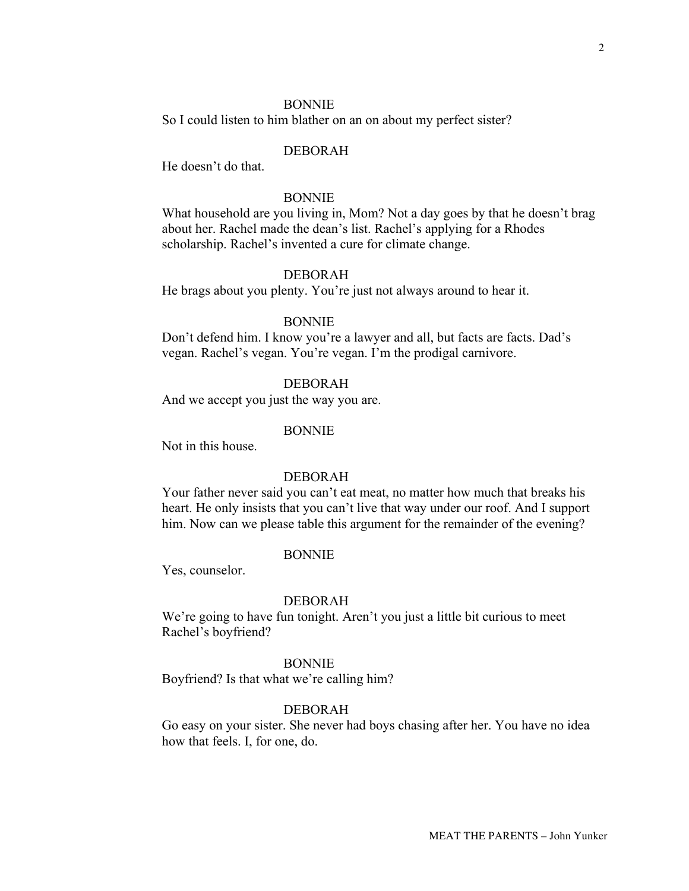BONNIE

So I could listen to him blather on an on about my perfect sister?

DEBORAH

He doesn't do that.

BONNIE

What household are you living in, Mom? Not a day goes by that he doesn't brag about her. Rachel made the dean's list. Rachel's applying for a Rhodes scholarship. Rachel's invented a cure for climate change.

DEBORAH

He brags about you plenty. You're just not always around to hear it.

BONNIE

Don't defend him. I know you're a lawyer and all, but facts are facts. Dad's vegan. Rachel's vegan. You're vegan. I'm the prodigal carnivore.

DEBORAH

And we accept you just the way you are.

BONNIE

Not in this house.

DEBORAH

Your father never said you can't eat meat, no matter how much that breaks his heart. He only insists that you can't live that way under our roof. And I support him. Now can we please table this argument for the remainder of the evening?

BONNIE

Yes, counselor.

DEBORAH

We're going to have fun tonight. Aren't you just a little bit curious to meet Rachel's boyfriend?

BONNIE

Boyfriend? Is that what we're calling him?

DEBORAH

Go easy on your sister. She never had boys chasing after her. You have no idea how that feels. I, for one, do.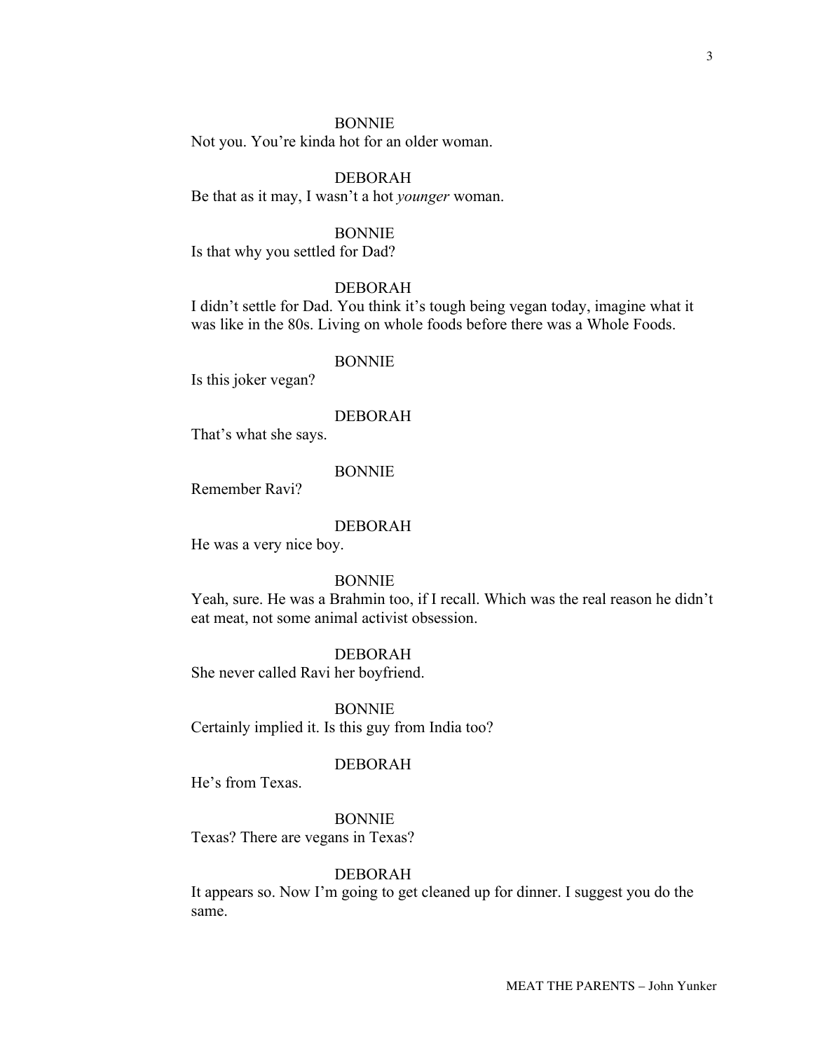BONNIE

Not you. You're kinda hot for an older woman.

DEBORAH

Be that as it may, I wasn't a hot *younger* woman.

BONNIE

Is that why you settled for Dad?

DEBORAH

I didn't settle for Dad. You think it's tough being vegan today, imagine what it was like in the 80s. Living on whole foods before there was a Whole Foods.

BONNIE

Is this joker vegan?

DEBORAH

That's what she says.

BONNIE

Remember Ravi?

DEBORAH

He was a very nice boy.

BONNIE

Yeah, sure. He was a Brahmin too, if I recall. Which was the real reason he didn't eat meat, not some animal activist obsession.

DEBORAH

She never called Ravi her boyfriend.

BONNIE

Certainly implied it. Is this guy from India too?

DEBORAH

He's from Texas.

BONNIE

Texas? There are vegans in Texas?

DEBORAH

It appears so. Now I'm going to get cleaned up for dinner. I suggest you do the same.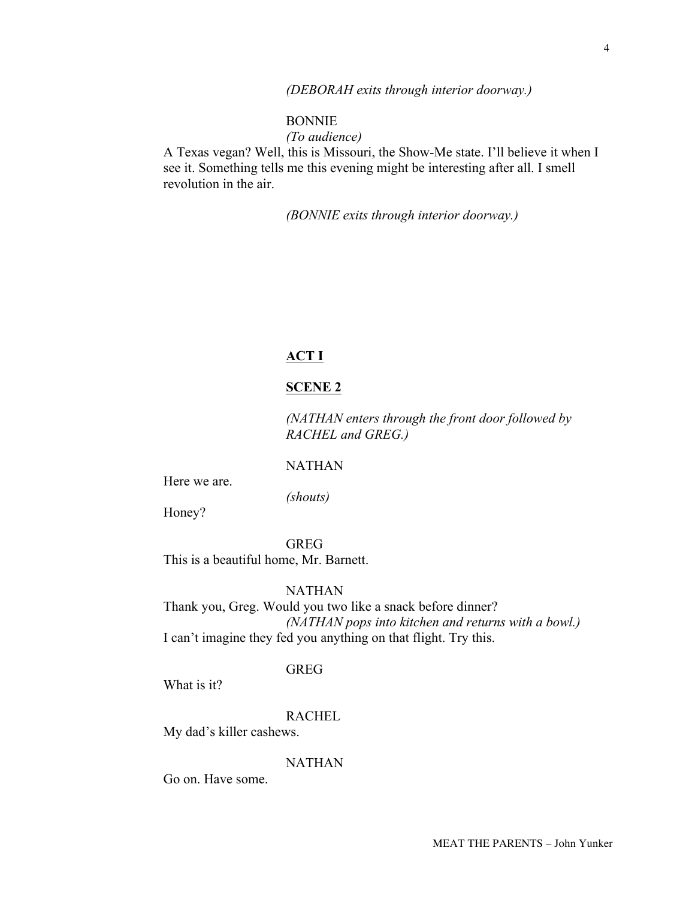*(DEBORAH exits through interior doorway.)*

BONNIE

*(To audience)*

A Texas vegan? Well, this is Missouri, the Show-Me state. I'll believe it when I see it. Something tells me this evening might be interesting after all. I smell revolution in the air.

*(BONNIE exits through interior doorway.)*

## **ACT I**

### **SCENE 2**

*(NATHAN enters through the front door followed by RACHEL and GREG.)*

NATHAN

Here we are.

*(shouts)*

Honey?

GREG

This is a beautiful home, Mr. Barnett.

NATHAN

Thank you, Greg. Would you two like a snack before dinner?

*(NATHAN pops into kitchen and returns with a bowl.)*

I can't imagine they fed you anything on that flight. Try this.

GREG

What is it?

RACHEL

My dad's killer cashews.

NATHAN

Go on. Have some.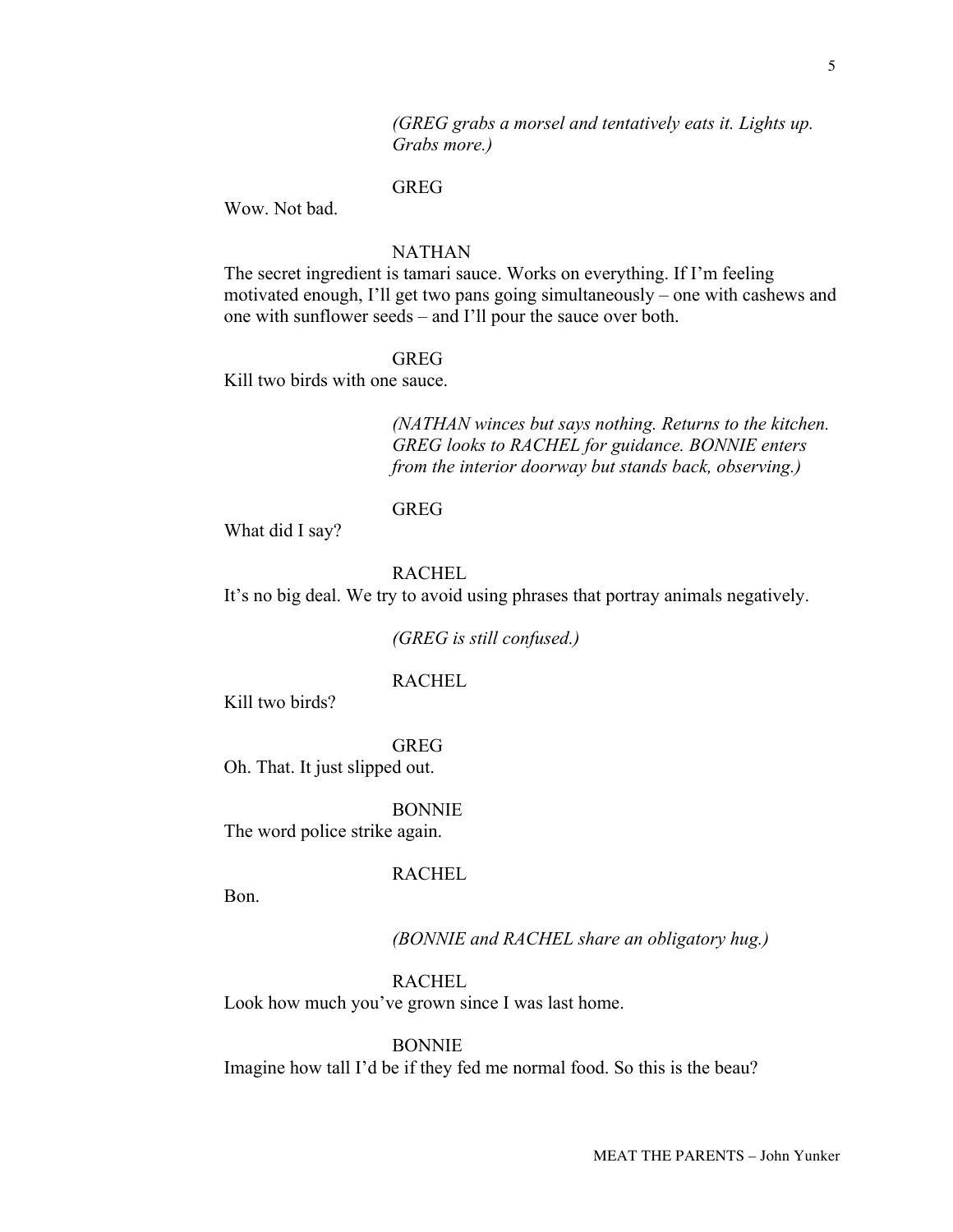*(GREG grabs a morsel and tentatively eats it. Lights up. Grabs more.)*

GREG

Wow. Not bad.

NATHAN

The secret ingredient is tamari sauce. Works on everything. If I'm feeling motivated enough, I'll get two pans going simultaneously – one with cashews and one with sunflower seeds – and I'll pour the sauce over both.

GREG

Kill two birds with one sauce.

*(NATHAN winces but says nothing. Returns to the kitchen. GREG looks to RACHEL for guidance. BONNIE enters from the interior doorway but stands back, observing.)*

GREG

What did I say?

RACHEL

It's no big deal. We try to avoid using phrases that portray animals negatively.

*(GREG is still confused.)*

RACHEL

Kill two birds?

GREG

Oh. That. It just slipped out.

BONNIE

The word police strike again.

RACHEL

Bon.

*(BONNIE and RACHEL share an obligatory hug.)*

RACHEL

Look how much you've grown since I was last home.

BONNIE

Imagine how tall I'd be if they fed me normal food. So this is the beau?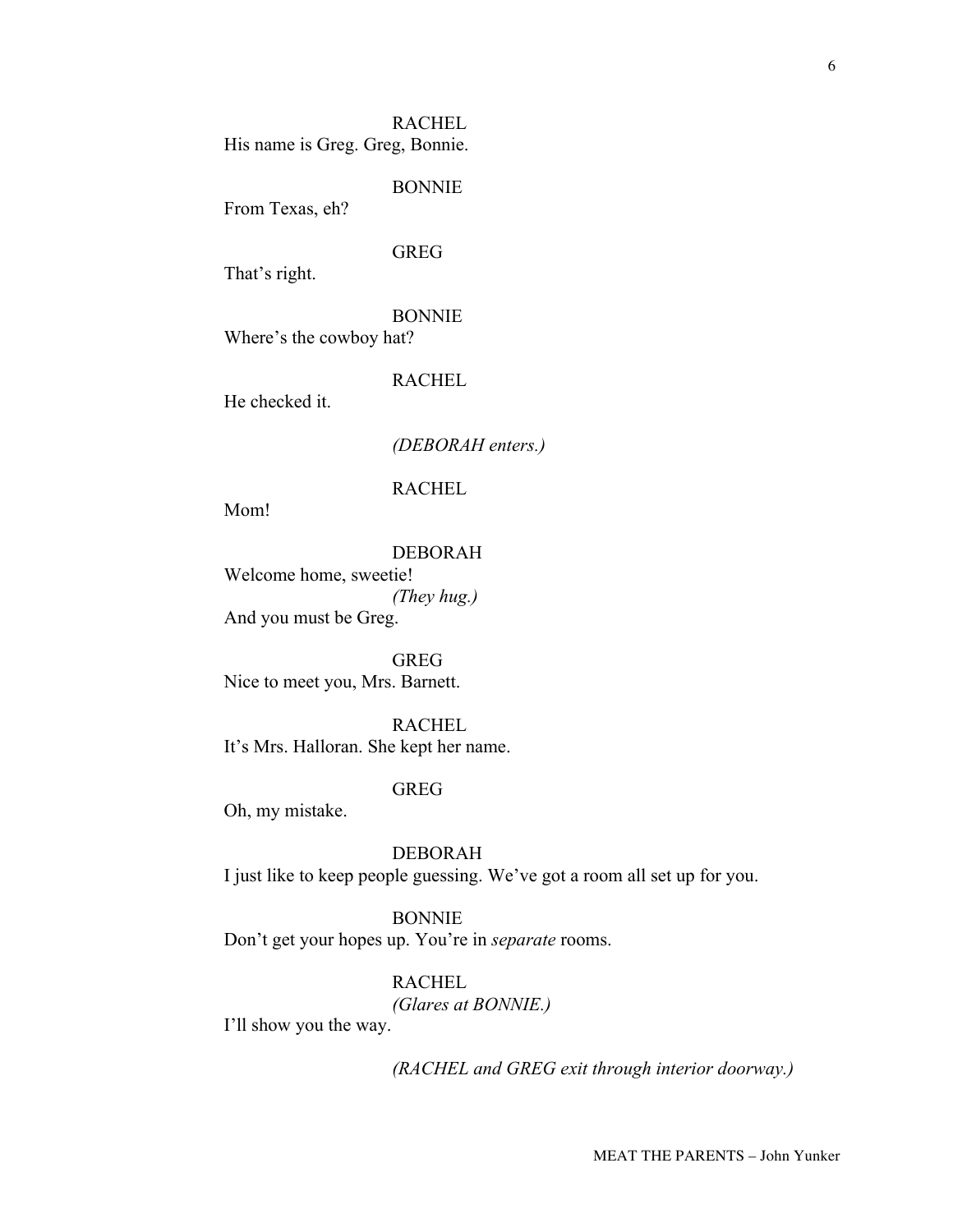RACHEL

His name is Greg. Greg, Bonnie.

BONNIE

From Texas, eh?

GREG

That's right.

BONNIE

Where's the cowboy hat?

RACHEL

He checked it.

*(DEBORAH enters.)*

RACHEL

Mom!

DEBORAH

Welcome home, sweetie!

*(They hug.)*

And you must be Greg.

GREG

Nice to meet you, Mrs. Barnett.

RACHEL

It's Mrs. Halloran. She kept her name.

GREG

Oh, my mistake.

DEBORAH

I just like to keep people guessing. We've got a room all set up for you.

BONNIE

Don't get your hopes up. You're in *separate* rooms.

RACHEL

*(Glares at BONNIE.)*

I'll show you the way.

*(RACHEL and GREG exit through interior doorway.)*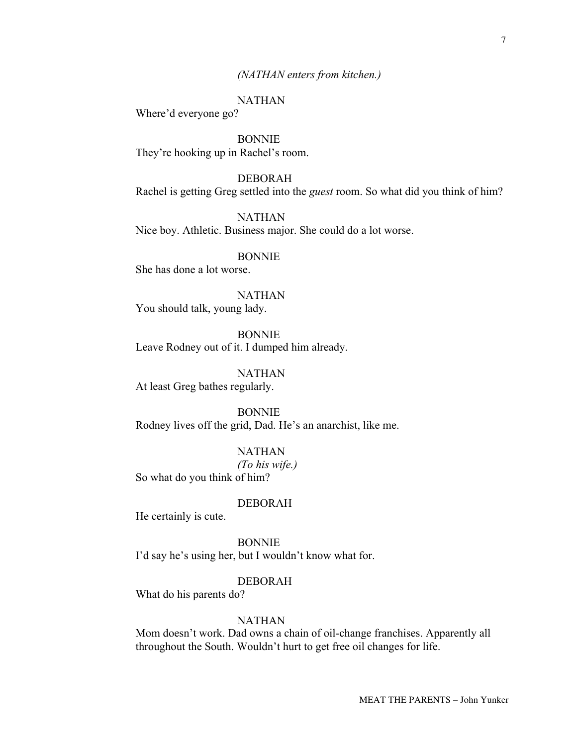*(NATHAN enters from kitchen.)*

NATHAN

Where'd everyone go?

BONNIE

They're hooking up in Rachel's room.

DEBORAH

Rachel is getting Greg settled into the *guest* room. So what did you think of him?

NATHAN

Nice boy. Athletic. Business major. She could do a lot worse.

BONNIE

She has done a lot worse.

NATHAN

You should talk, young lady.

BONNIE

Leave Rodney out of it. I dumped him already.

NATHAN

At least Greg bathes regularly.

BONNIE

Rodney lives off the grid, Dad. He's an anarchist, like me.

NATHAN

*(To his wife.)*

So what do you think of him?

DEBORAH

He certainly is cute.

BONNIE

I'd say he's using her, but I wouldn't know what for.

DEBORAH

What do his parents do?

NATHAN

Mom doesn't work. Dad owns a chain of oil-change franchises. Apparently all throughout the South. Wouldn't hurt to get free oil changes for life.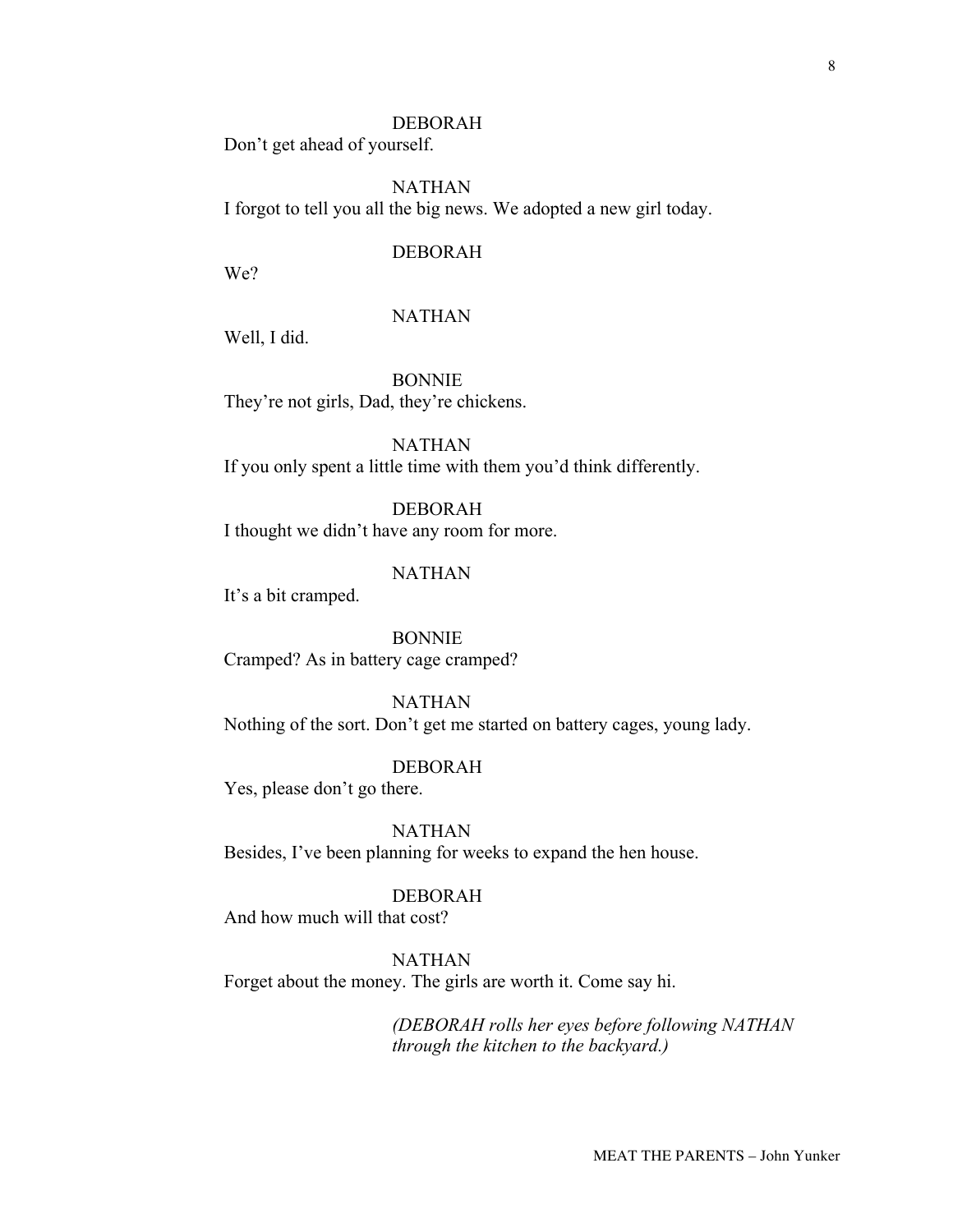DEBORAH

Don't get ahead of yourself.

NATHAN

I forgot to tell you all the big news. We adopted a new girl today.

DEBORAH

We?

NATHAN

Well, I did.

BONNIE

They're not girls, Dad, they're chickens.

NATHAN

If you only spent a little time with them you'd think differently.

DEBORAH

I thought we didn't have any room for more.

NATHAN

It's a bit cramped.

BONNIE

Cramped? As in battery cage cramped?

NATHAN

Nothing of the sort. Don't get me started on battery cages, young lady.

DEBORAH

Yes, please don't go there.

NATHAN

Besides, I've been planning for weeks to expand the hen house.

DEBORAH

And how much will that cost?

NATHAN

Forget about the money. The girls are worth it. Come say hi.

*(DEBORAH rolls her eyes before following NATHAN through the kitchen to the backyard.)*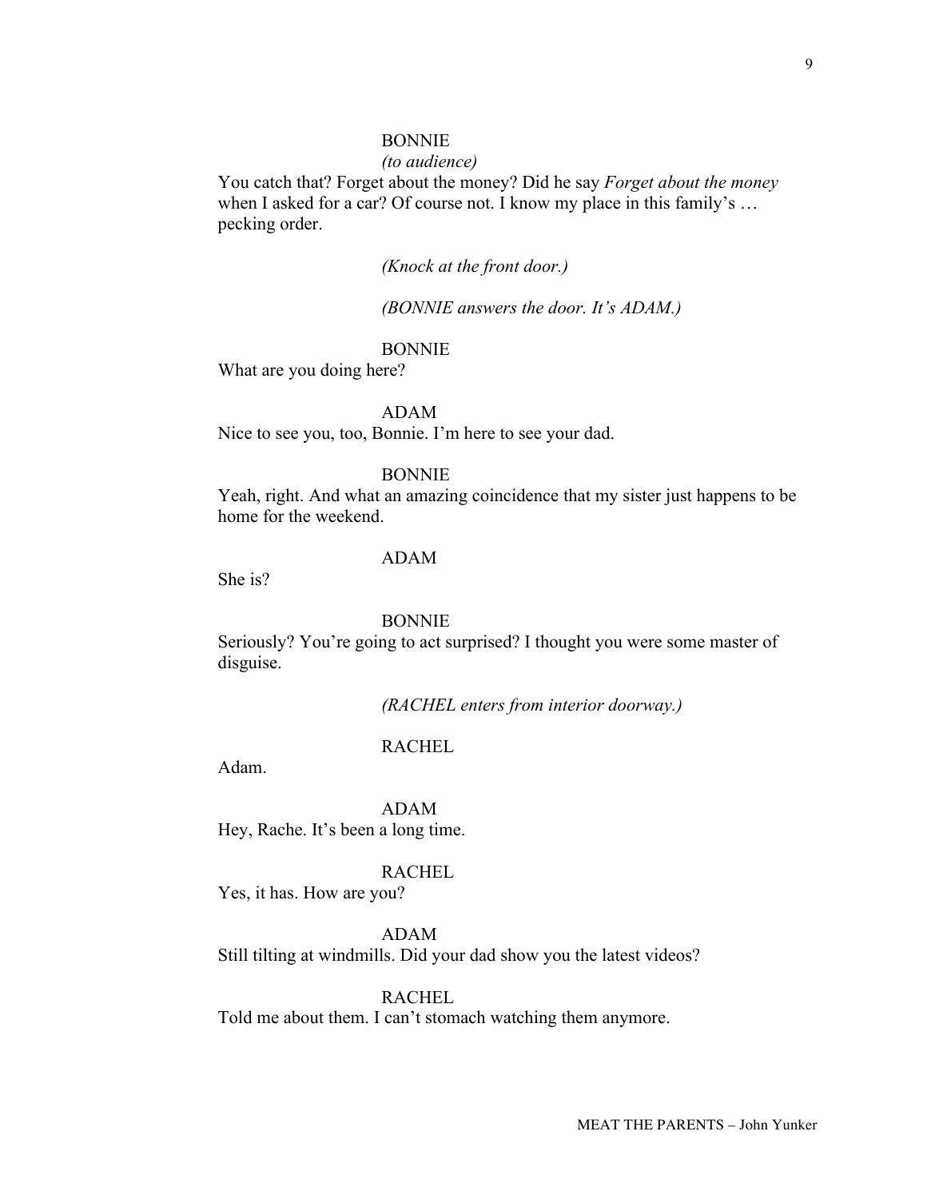BONNIE

*(to audience)*

You catch that? Forget about the money? Did he say *Forget about the money* when I asked for a car? Of course not. I know my place in this family's … pecking order.

*(Knock at the front door.)*

*(BONNIE answers the door. It's ADAM.)*

BONNIE

What are you doing here?

ADAM

Nice to see you, too, Bonnie. I'm here to see your dad.

BONNIE

Yeah, right. And what an amazing coincidence that my sister just happens to be home for the weekend.

ADAM

She is?

BONNIE

Seriously? You're going to act surprised? I thought you were some master of disguise.

*(RACHEL enters from interior doorway.)*

RACHEL

Adam.

ADAM

Hey, Rache. It's been a long time.

RACHEL

Yes, it has. How are you?

ADAM

Still tilting at windmills. Did your dad show you the latest videos?

RACHEL

Told me about them. I can't stomach watching them anymore.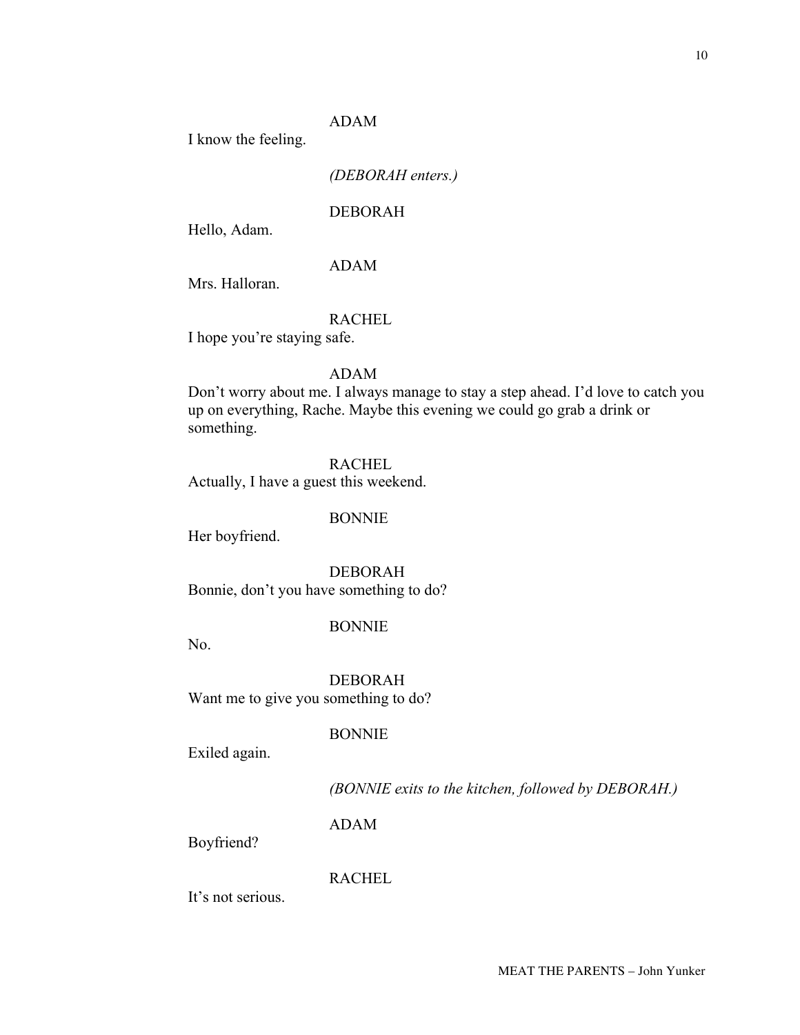ADAM

I know the feeling.

*(DEBORAH enters.)*

DEBORAH

Hello, Adam.

ADAM

Mrs. Halloran.

RACHEL

I hope you're staying safe.

ADAM

Don't worry about me. I always manage to stay a step ahead. I'd love to catch you up on everything, Rache. Maybe this evening we could go grab a drink or something.

RACHEL

Actually, I have a guest this weekend.

BONNIE

Her boyfriend.

DEBORAH

Bonnie, don't you have something to do?

BONNIE

No.

DEBORAH

Want me to give you something to do?

BONNIE

Exiled again.

*(BONNIE exits to the kitchen, followed by DEBORAH.)*

ADAM

Boyfriend?

RACHEL

It's not serious.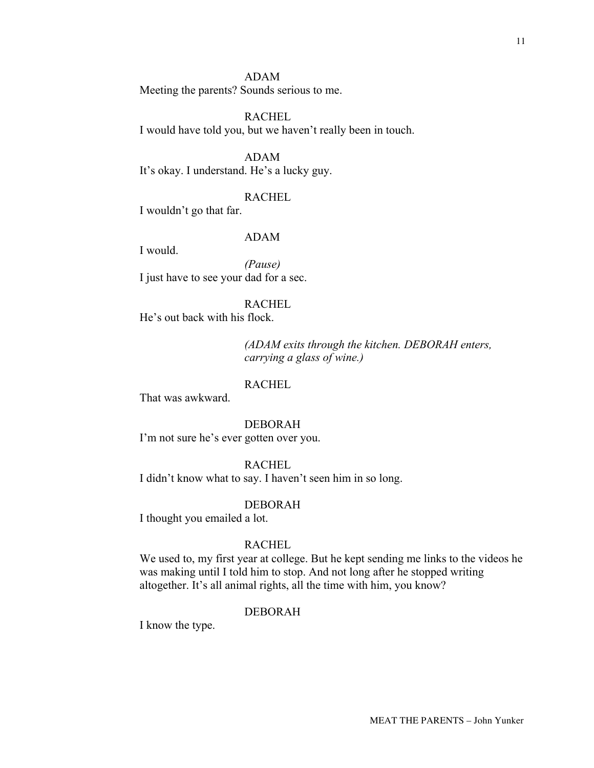ADAM

Meeting the parents? Sounds serious to me.

RACHEL

I would have told you, but we haven't really been in touch.

ADAM

It's okay. I understand. He's a lucky guy.

RACHEL

I wouldn't go that far.

ADAM

I would.

*(Pause)*

I just have to see your dad for a sec.

RACHEL

He's out back with his flock.

*(ADAM exits through the kitchen. DEBORAH enters, carrying a glass of wine.)*

RACHEL

That was awkward.

DEBORAH

I'm not sure he's ever gotten over you.

RACHEL

I didn't know what to say. I haven't seen him in so long.

DEBORAH

I thought you emailed a lot.

RACHEL

We used to, my first year at college. But he kept sending me links to the videos he was making until I told him to stop. And not long after he stopped writing altogether. It's all animal rights, all the time with him, you know?

DEBORAH

I know the type.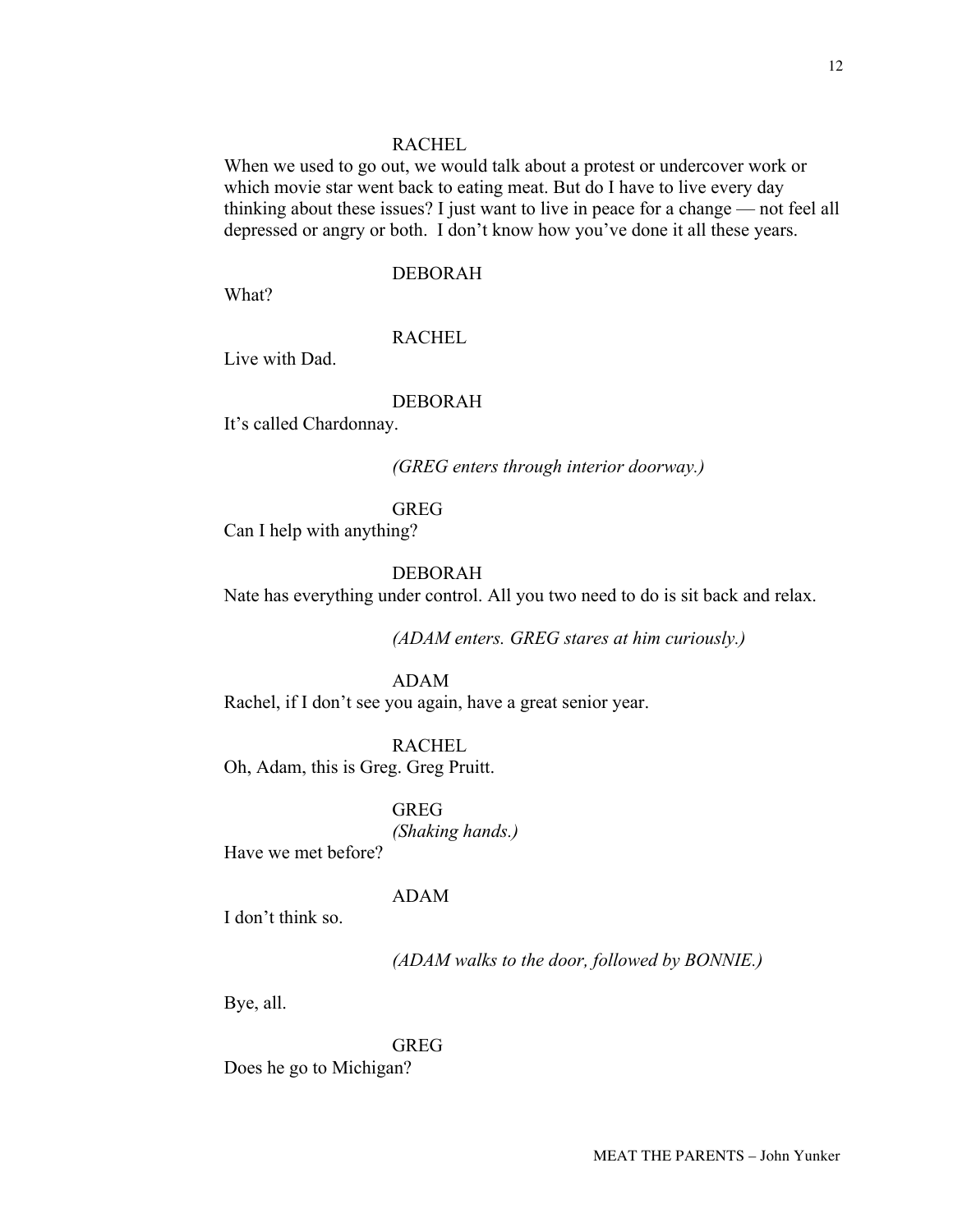RACHEL

When we used to go out, we would talk about a protest or undercover work or which movie star went back to eating meat. But do I have to live every day thinking about these issues? I just want to live in peace for a change — not feel all depressed or angry or both. I don't know how you've done it all these years.

DEBORAH

What?

RACHEL

Live with Dad.

DEBORAH

It's called Chardonnay.

*(GREG enters through interior doorway.)*

GREG

Can I help with anything?

DEBORAH

Nate has everything under control. All you two need to do is sit back and relax.

*(ADAM enters. GREG stares at him curiously.)*

ADAM

Rachel, if I don't see you again, have a great senior year.

RACHEL

Oh, Adam, this is Greg. Greg Pruitt.

GREG

*(Shaking hands.)*

Have we met before?

ADAM

I don't think so.

*(ADAM walks to the door, followed by BONNIE.)*

Bye, all.

GREG

Does he go to Michigan?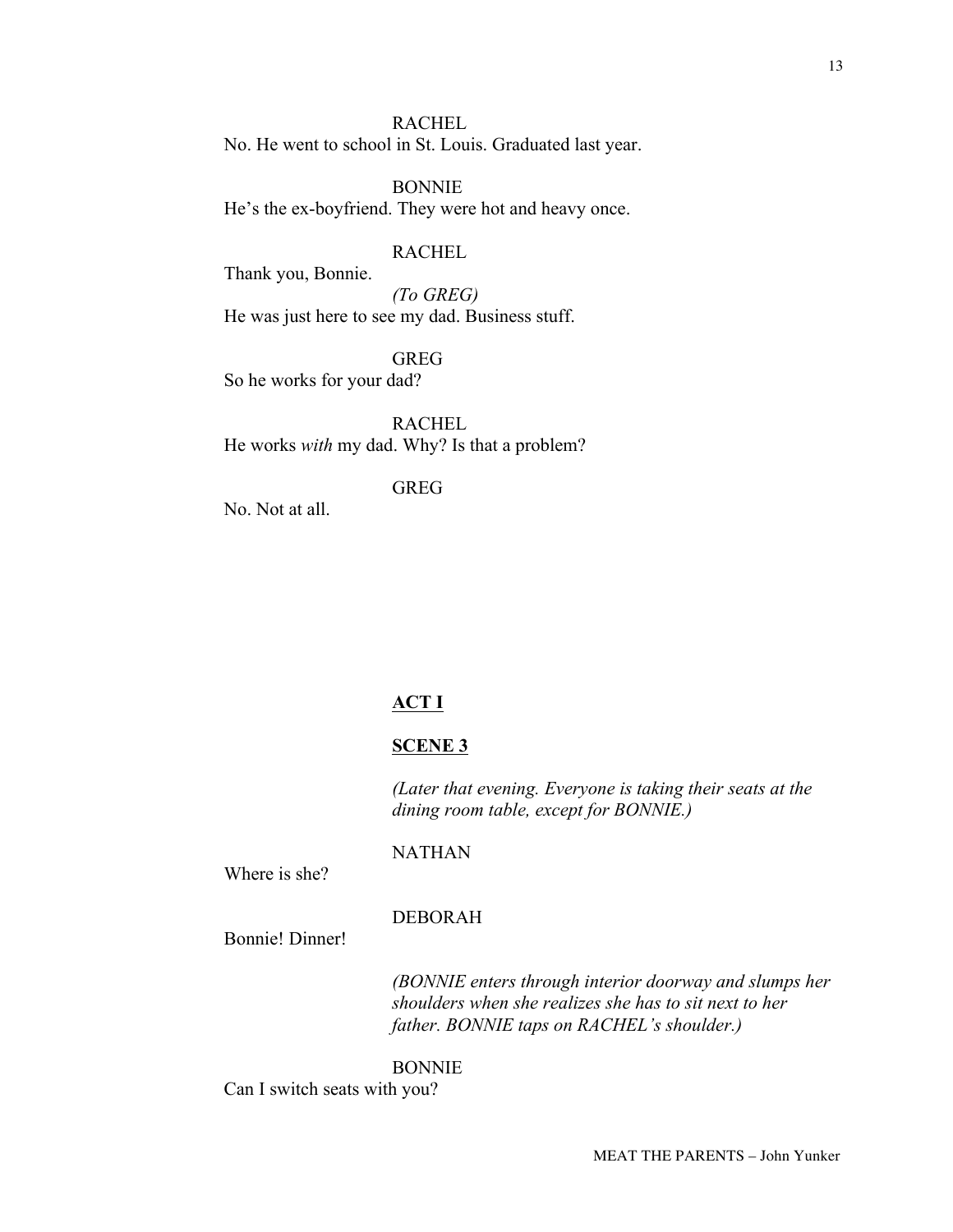RACHEL

No. He went to school in St. Louis. Graduated last year.

BONNIE

He's the ex-boyfriend. They were hot and heavy once.

RACHEL

Thank you, Bonnie.

*(To GREG)*

He was just here to see my dad. Business stuff.

GREG

So he works for your dad?

RACHEL

He works *with* my dad. Why? Is that a problem?

GREG

No. Not at all.

**ACT I**

**SCENE 3**

*(Later that evening. Everyone is taking their seats at the dining room table, except for BONNIE.)*

NATHAN

Where is she?

DEBORAH

Bonnie! Dinner!

*(BONNIE enters through interior doorway and slumps her shoulders when she realizes she has to sit next to her father. BONNIE taps on RACHEL's shoulder.)*

BONNIE

Can I switch seats with you?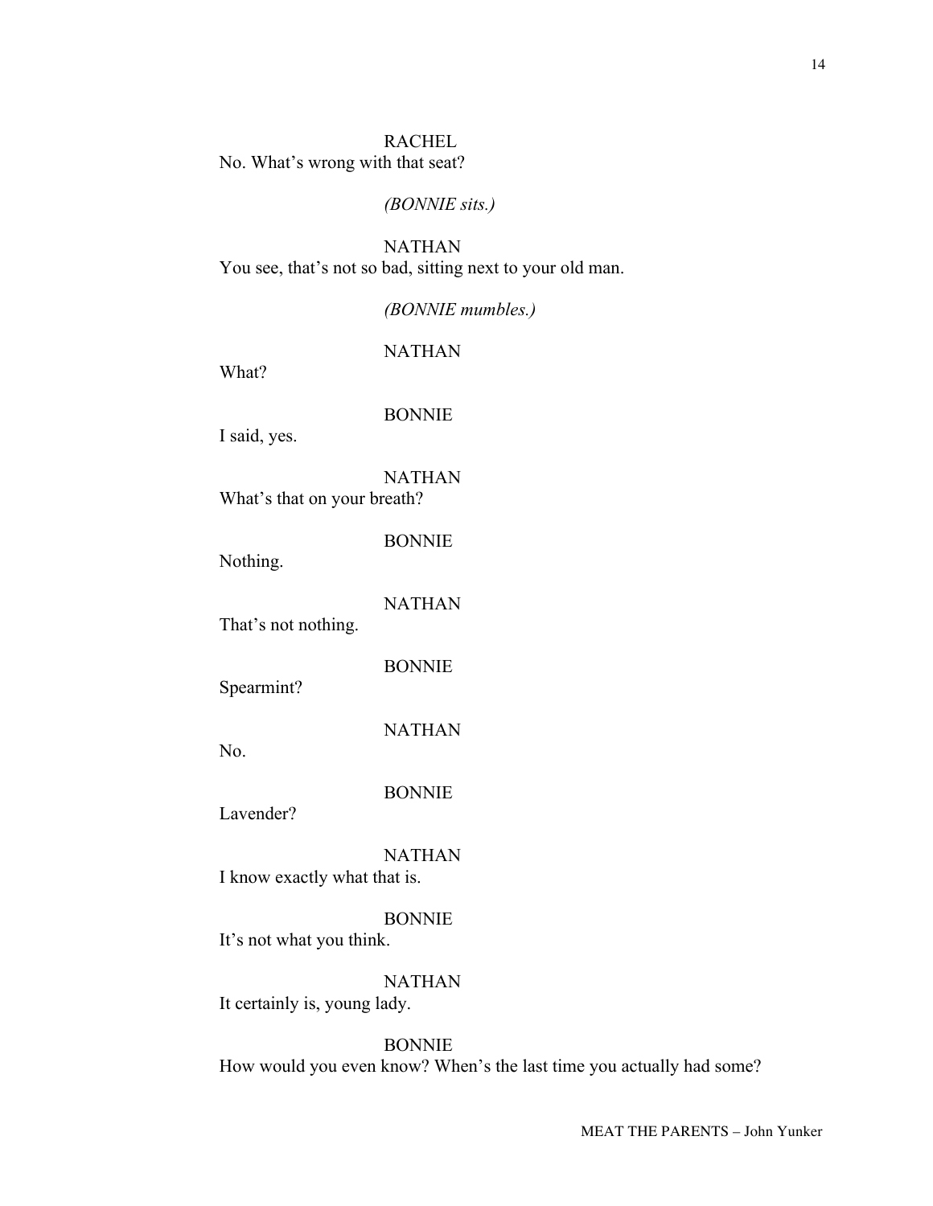RACHEL

No. What's wrong with that seat?

*(BONNIE sits.)*

NATHAN

You see, that's not so bad, sitting next to your old man.

*(BONNIE mumbles.)*

NATHAN

What?

BONNIE

I said, yes.

NATHAN

What's that on your breath?

BONNIE

Nothing.

NATHAN

That's not nothing.

BONNIE

Spearmint?

NATHAN

No.

BONNIE

Lavender?

NATHAN

I know exactly what that is.

BONNIE

It's not what you think.

NATHAN

It certainly is, young lady.

BONNIE

How would you even know? When's the last time you actually had some?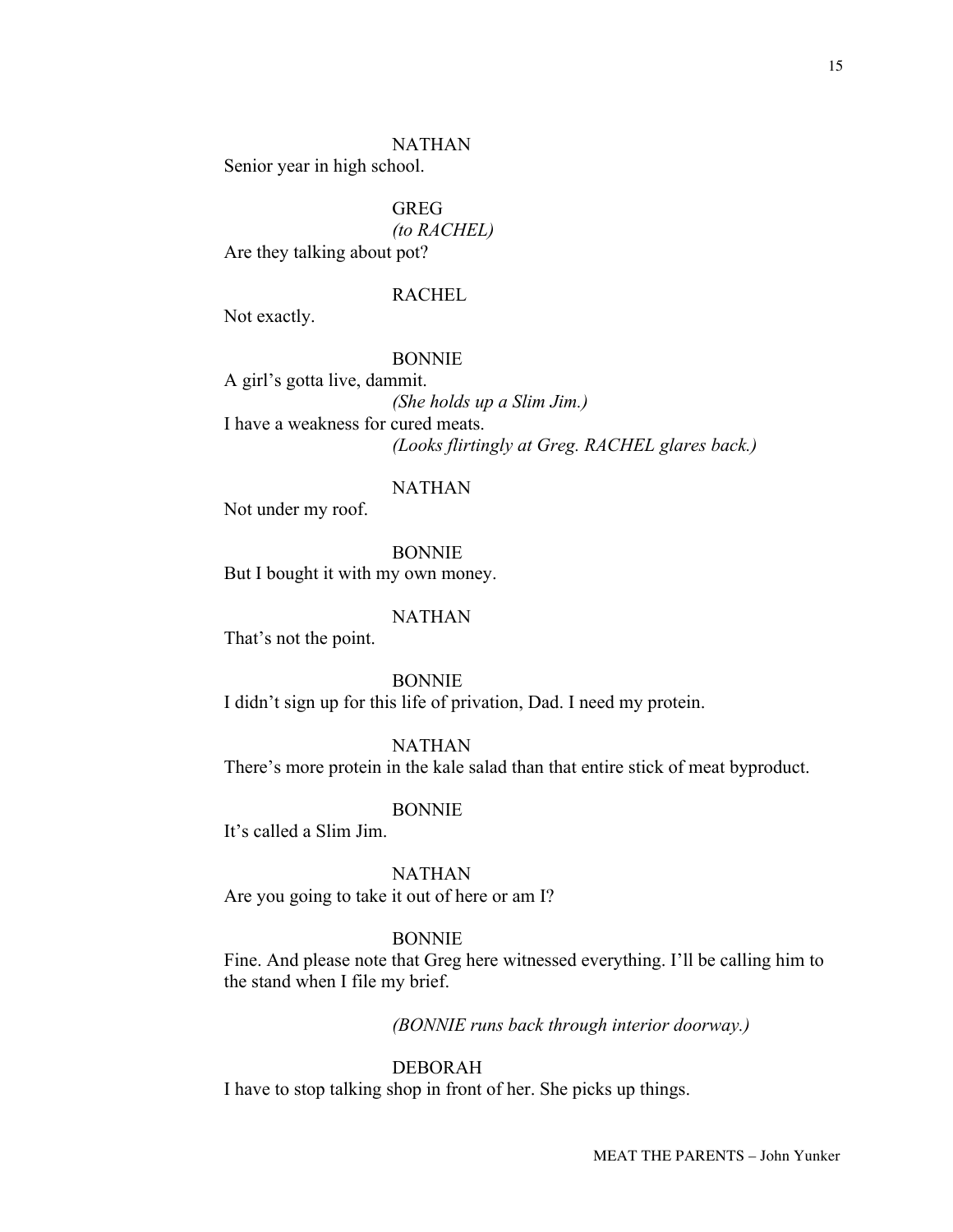NATHAN

Senior year in high school.

GREG

*(to RACHEL)*

Are they talking about pot?

RACHEL

Not exactly.

BONNIE

A girl's gotta live, dammit.

*(She holds up a Slim Jim.)*

I have a weakness for cured meats.

*(Looks flirtingly at Greg. RACHEL glares back.)*

NATHAN

Not under my roof.

BONNIE

But I bought it with my own money.

NATHAN

That's not the point.

BONNIE

I didn't sign up for this life of privation, Dad. I need my protein.

NATHAN

There's more protein in the kale salad than that entire stick of meat byproduct.

BONNIE

It's called a Slim Jim.

NATHAN

Are you going to take it out of here or am I?

BONNIE

Fine. And please note that Greg here witnessed everything. I'll be calling him to the stand when I file my brief.

*(BONNIE runs back through interior doorway.)*

DEBORAH

I have to stop talking shop in front of her. She picks up things.